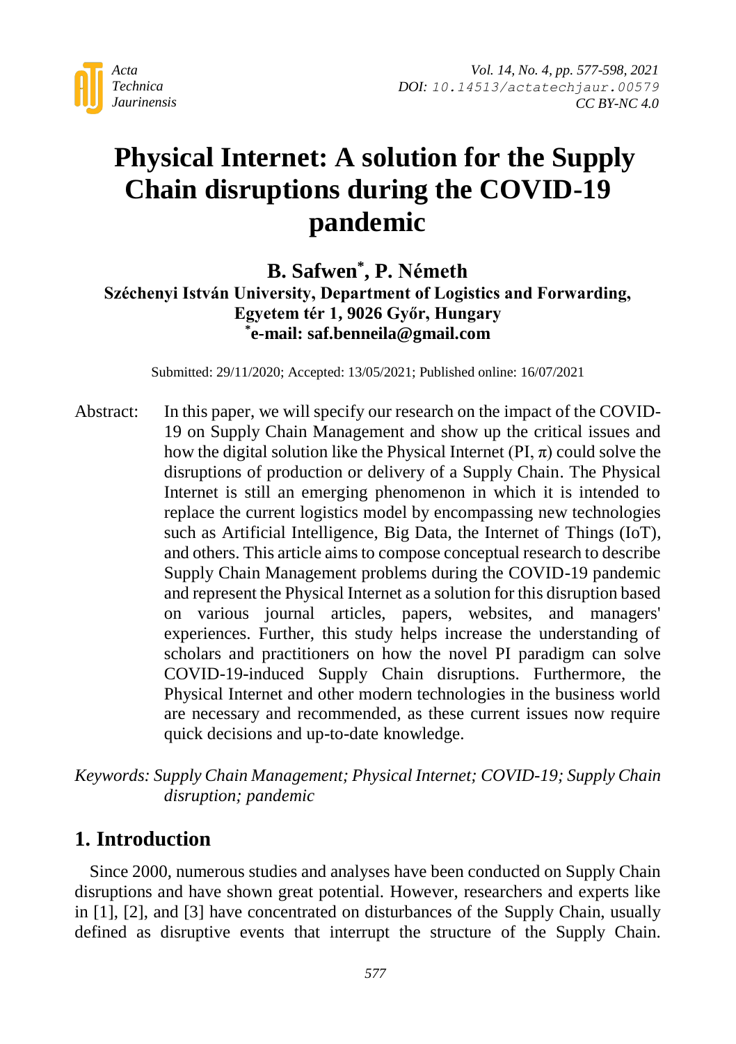# Physical Internet: A solution for the Supply Chain disruptions during the COVID-19 pandemic

**B. Safwen*, P. Németh**

**Széchenyi István University, Department of Logistics and Forwarding, Egyetem tér 1, 9026 Győr, Hungary**
**\*e-mail: saf.benneila@gmail.com**

Submitted: 29/11/2020; Accepted: 13/05/2021; Published online: 16/07/2021

Abstract: In this paper, we will specify our research on the impact of the COVID-19 on Supply Chain Management and show up the critical issues and how the digital solution like the Physical Internet (PI, $\pi$) could solve the disruptions of production or delivery of a Supply Chain. The Physical Internet is still an emerging phenomenon in which it is intended to replace the current logistics model by encompassing new technologies such as Artificial Intelligence, Big Data, the Internet of Things (IoT), and others. This article aims to compose conceptual research to describe Supply Chain Management problems during the COVID-19 pandemic and represent the Physical Internet as a solution for this disruption based on various journal articles, papers, websites, and managers' experiences. Further, this study helps increase the understanding of scholars and practitioners on how the novel PI paradigm can solve COVID-19-induced Supply Chain disruptions. Furthermore, the Physical Internet and other modern technologies in the business world are necessary and recommended, as these current issues now require quick decisions and up-to-date knowledge.

*Keywords: Supply Chain Management; Physical Internet; COVID-19; Supply Chain disruption; pandemic*

## 1. Introduction

Since 2000, numerous studies and analyses have been conducted on Supply Chain disruptions and have shown great potential. However, researchers and experts like in [1], [2], and [3] have concentrated on disturbances of the Supply Chain, usually defined as disruptive events that interrupt the structure of the Supply Chain.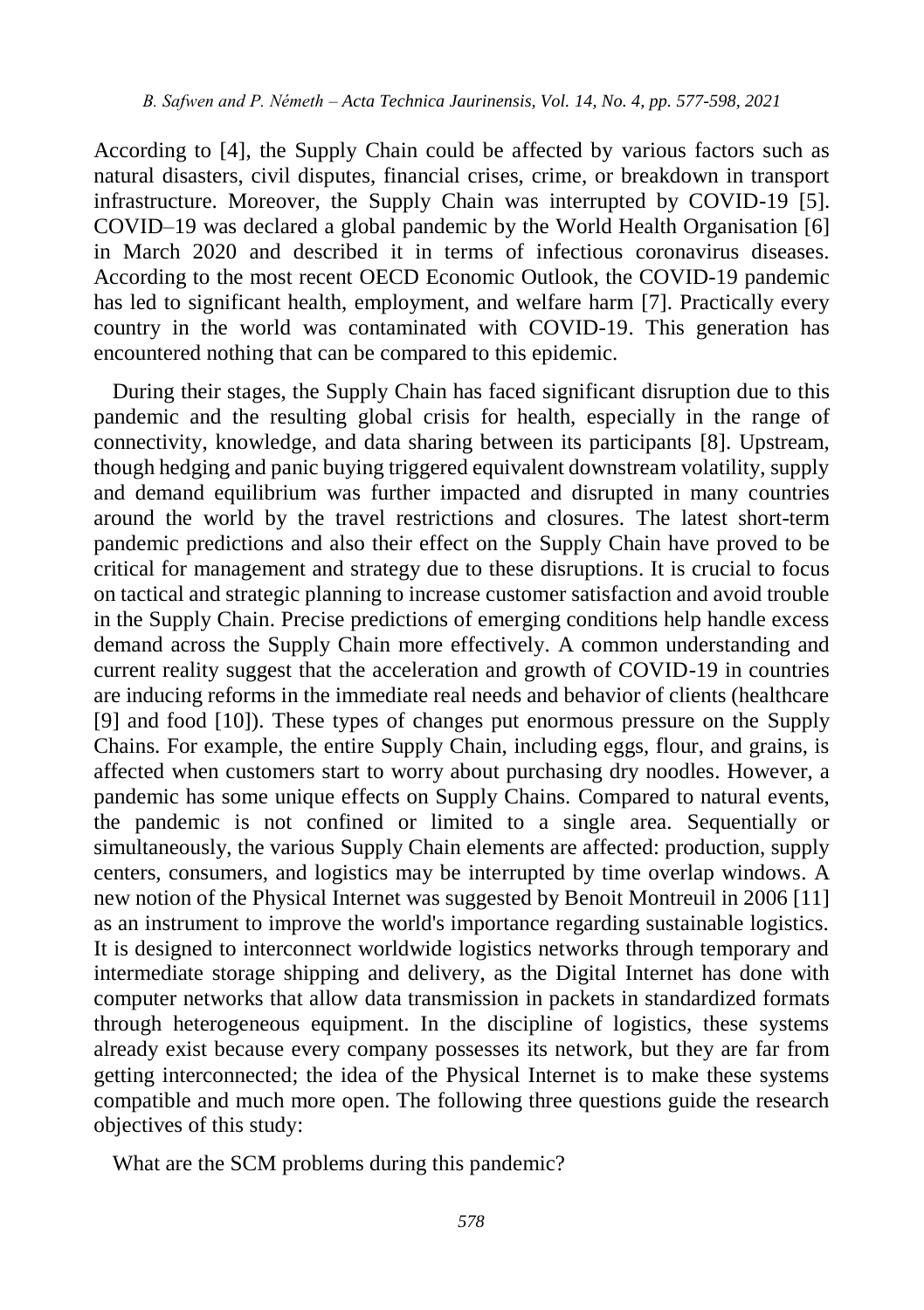According to [4], the Supply Chain could be affected by various factors such as natural disasters, civil disputes, financial crises, crime, or breakdown in transport infrastructure. Moreover, the Supply Chain was interrupted by COVID-19 [5]. COVID–19 was declared a global pandemic by the World Health Organisation [6] in March 2020 and described it in terms of infectious coronavirus diseases. According to the most recent OECD Economic Outlook, the COVID-19 pandemic has led to significant health, employment, and welfare harm [7]. Practically every country in the world was contaminated with COVID-19. This generation has encountered nothing that can be compared to this epidemic.

During their stages, the Supply Chain has faced significant disruption due to this pandemic and the resulting global crisis for health, especially in the range of connectivity, knowledge, and data sharing between its participants [8]. Upstream, though hedging and panic buying triggered equivalent downstream volatility, supply and demand equilibrium was further impacted and disrupted in many countries around the world by the travel restrictions and closures. The latest short-term pandemic predictions and also their effect on the Supply Chain have proved to be critical for management and strategy due to these disruptions. It is crucial to focus on tactical and strategic planning to increase customer satisfaction and avoid trouble in the Supply Chain. Precise predictions of emerging conditions help handle excess demand across the Supply Chain more effectively. A common understanding and current reality suggest that the acceleration and growth of COVID-19 in countries are inducing reforms in the immediate real needs and behavior of clients (healthcare [9] and food [10]). These types of changes put enormous pressure on the Supply Chains. For example, the entire Supply Chain, including eggs, flour, and grains, is affected when customers start to worry about purchasing dry noodles. However, a pandemic has some unique effects on Supply Chains. Compared to natural events, the pandemic is not confined or limited to a single area. Sequentially or simultaneously, the various Supply Chain elements are affected: production, supply centers, consumers, and logistics may be interrupted by time overlap windows. A new notion of the Physical Internet was suggested by Benoit Montreuil in 2006 [11] as an instrument to improve the world's importance regarding sustainable logistics. It is designed to interconnect worldwide logistics networks through temporary and intermediate storage shipping and delivery, as the Digital Internet has done with computer networks that allow data transmission in packets in standardized formats through heterogeneous equipment. In the discipline of logistics, these systems already exist because every company possesses its network, but they are far from getting interconnected; the idea of the Physical Internet is to make these systems compatible and much more open. The following three questions guide the research objectives of this study:

What are the SCM problems during this pandemic?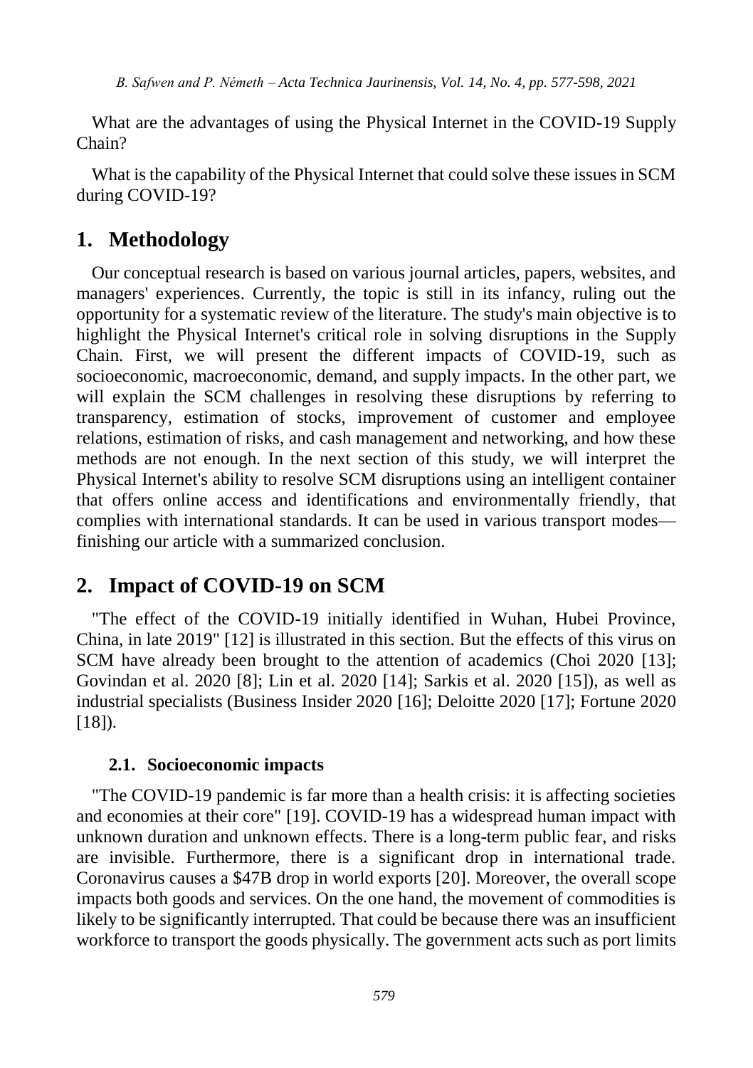What are the advantages of using the Physical Internet in the COVID-19 Supply Chain?

What is the capability of the Physical Internet that could solve these issues in SCM during COVID-19?

# 1. Methodology

Our conceptual research is based on various journal articles, papers, websites, and managers' experiences. Currently, the topic is still in its infancy, ruling out the opportunity for a systematic review of the literature. The study's main objective is to highlight the Physical Internet's critical role in solving disruptions in the Supply Chain. First, we will present the different impacts of COVID-19, such as socioeconomic, macroeconomic, demand, and supply impacts. In the other part, we will explain the SCM challenges in resolving these disruptions by referring to transparency, estimation of stocks, improvement of customer and employee relations, estimation of risks, and cash management and networking, and how these methods are not enough. In the next section of this study, we will interpret the Physical Internet's ability to resolve SCM disruptions using an intelligent container that offers online access and identifications and environmentally friendly, that complies with international standards. It can be used in various transport modes—finishing our article with a summarized conclusion.

# 2. Impact of COVID-19 on SCM

"The effect of the COVID-19 initially identified in Wuhan, Hubei Province, China, in late 2019" [12] is illustrated in this section. But the effects of this virus on SCM have already been brought to the attention of academics (Choi 2020 [13]; Govindan et al. 2020 [8]; Lin et al. 2020 [14]; Sarkis et al. 2020 [15]), as well as industrial specialists (Business Insider 2020 [16]; Deloitte 2020 [17]; Fortune 2020 [18]).

## 2.1. Socioeconomic impacts

"The COVID-19 pandemic is far more than a health crisis: it is affecting societies and economies at their core" [19]. COVID-19 has a widespread human impact with unknown duration and unknown effects. There is a long-term public fear, and risks are invisible. Furthermore, there is a significant drop in international trade. Coronavirus causes a $47B drop in world exports [20]. Moreover, the overall scope impacts both goods and services. On the one hand, the movement of commodities is likely to be significantly interrupted. That could be because there was an insufficient workforce to transport the goods physically. The government acts such as port limits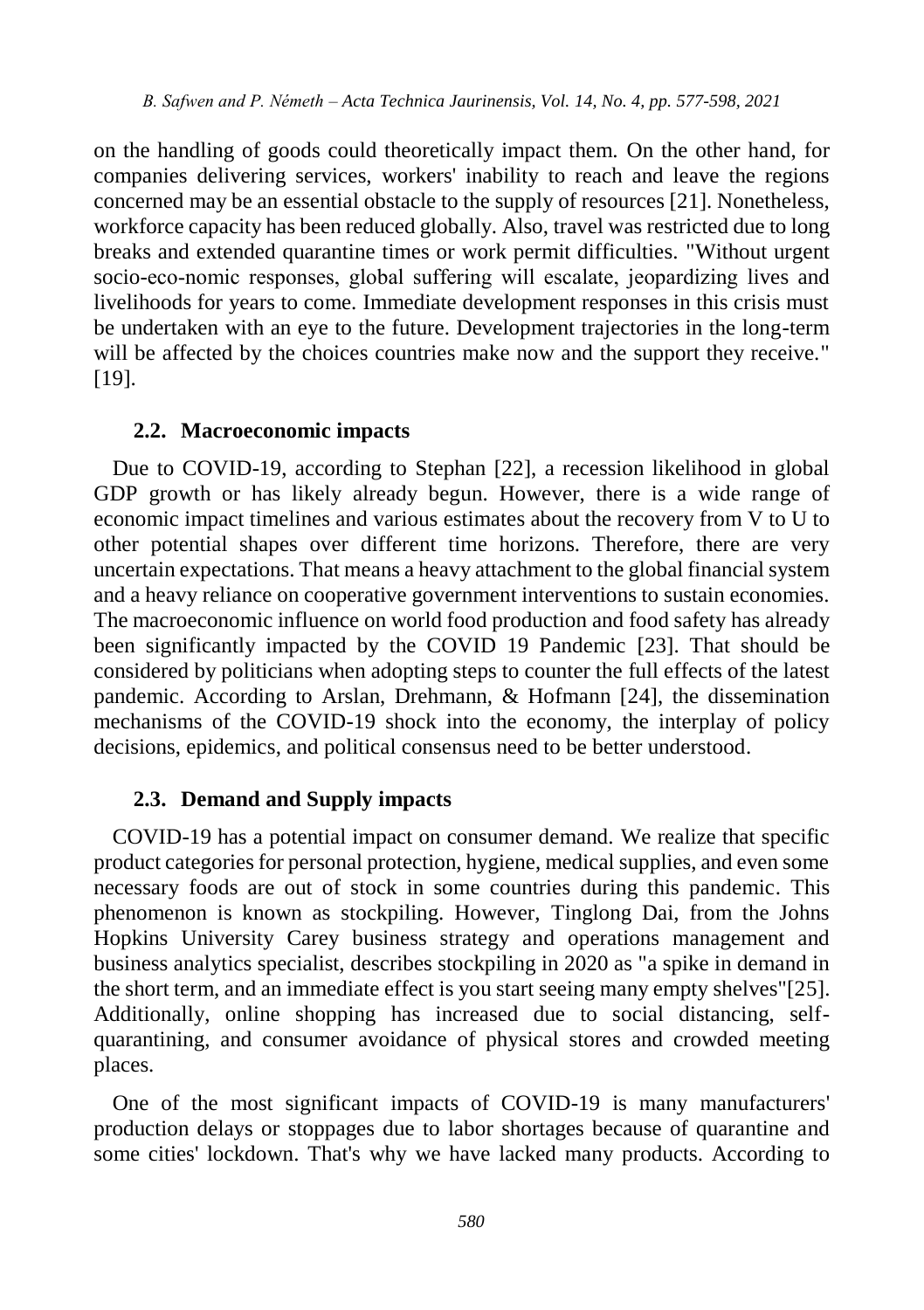on the handling of goods could theoretically impact them. On the other hand, for companies delivering services, workers' inability to reach and leave the regions concerned may be an essential obstacle to the supply of resources [21]. Nonetheless, workforce capacity has been reduced globally. Also, travel was restricted due to long breaks and extended quarantine times or work permit difficulties. "Without urgent socio-eco-nomic responses, global suffering will escalate, jeopardizing lives and livelihoods for years to come. Immediate development responses in this crisis must be undertaken with an eye to the future. Development trajectories in the long-term will be affected by the choices countries make now and the support they receive." [19].

## 2.2. Macroeconomic impacts

Due to COVID-19, according to Stephan [22], a recession likelihood in global GDP growth or has likely already begun. However, there is a wide range of economic impact timelines and various estimates about the recovery from V to U to other potential shapes over different time horizons. Therefore, there are very uncertain expectations. That means a heavy attachment to the global financial system and a heavy reliance on cooperative government interventions to sustain economies. The macroeconomic influence on world food production and food safety has already been significantly impacted by the COVID 19 Pandemic [23]. That should be considered by politicians when adopting steps to counter the full effects of the latest pandemic. According to Arslan, Drehmann, & Hofmann [24], the dissemination mechanisms of the COVID-19 shock into the economy, the interplay of policy decisions, epidemics, and political consensus need to be better understood.

## 2.3. Demand and Supply impacts

COVID-19 has a potential impact on consumer demand. We realize that specific product categories for personal protection, hygiene, medical supplies, and even some necessary foods are out of stock in some countries during this pandemic. This phenomenon is known as stockpiling. However, Tinglong Dai, from the Johns Hopkins University Carey business strategy and operations management and business analytics specialist, describes stockpiling in 2020 as "a spike in demand in the short term, and an immediate effect is you start seeing many empty shelves"[25]. Additionally, online shopping has increased due to social distancing, self-quarantining, and consumer avoidance of physical stores and crowded meeting places.

One of the most significant impacts of COVID-19 is many manufacturers' production delays or stoppages due to labor shortages because of quarantine and some cities' lockdown. That's why we have lacked many products. According to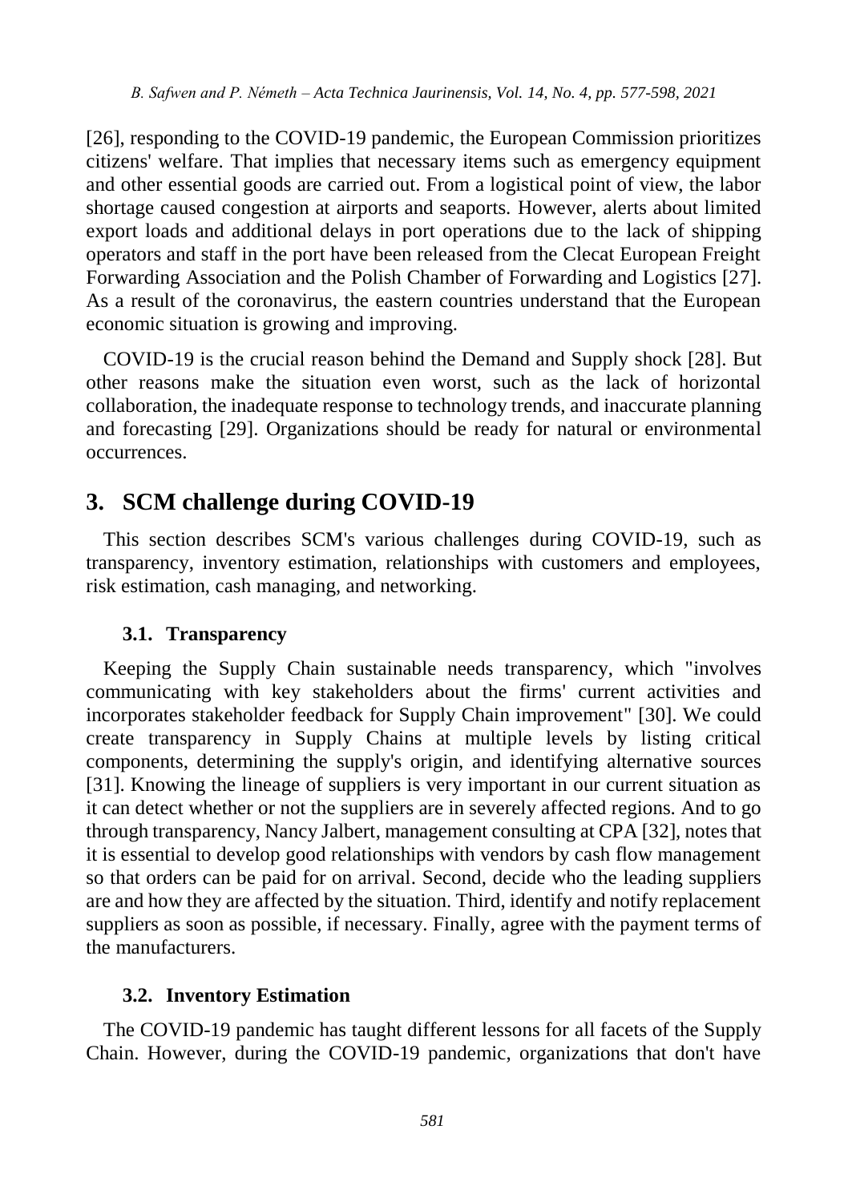[26], responding to the COVID-19 pandemic, the European Commission prioritizes citizens' welfare. That implies that necessary items such as emergency equipment and other essential goods are carried out. From a logistical point of view, the labor shortage caused congestion at airports and seaports. However, alerts about limited export loads and additional delays in port operations due to the lack of shipping operators and staff in the port have been released from the Clecat European Freight Forwarding Association and the Polish Chamber of Forwarding and Logistics [27]. As a result of the coronavirus, the eastern countries understand that the European economic situation is growing and improving.

COVID-19 is the crucial reason behind the Demand and Supply shock [28]. But other reasons make the situation even worst, such as the lack of horizontal collaboration, the inadequate response to technology trends, and inaccurate planning and forecasting [29]. Organizations should be ready for natural or environmental occurrences.

## 3. SCM challenge during COVID-19

This section describes SCM's various challenges during COVID-19, such as transparency, inventory estimation, relationships with customers and employees, risk estimation, cash managing, and networking.

### 3.1. Transparency

Keeping the Supply Chain sustainable needs transparency, which "involves communicating with key stakeholders about the firms' current activities and incorporates stakeholder feedback for Supply Chain improvement" [30]. We could create transparency in Supply Chains at multiple levels by listing critical components, determining the supply's origin, and identifying alternative sources [31]. Knowing the lineage of suppliers is very important in our current situation as it can detect whether or not the suppliers are in severely affected regions. And to go through transparency, Nancy Jalbert, management consulting at CPA [32], notes that it is essential to develop good relationships with vendors by cash flow management so that orders can be paid for on arrival. Second, decide who the leading suppliers are and how they are affected by the situation. Third, identify and notify replacement suppliers as soon as possible, if necessary. Finally, agree with the payment terms of the manufacturers.

### 3.2. Inventory Estimation

The COVID-19 pandemic has taught different lessons for all facets of the Supply Chain. However, during the COVID-19 pandemic, organizations that don't have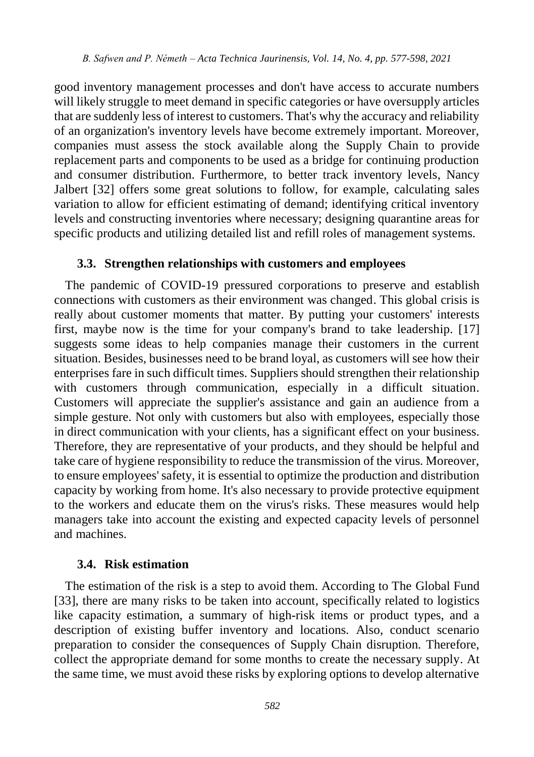good inventory management processes and don't have access to accurate numbers will likely struggle to meet demand in specific categories or have oversupply articles that are suddenly less of interest to customers. That's why the accuracy and reliability of an organization's inventory levels have become extremely important. Moreover, companies must assess the stock available along the Supply Chain to provide replacement parts and components to be used as a bridge for continuing production and consumer distribution. Furthermore, to better track inventory levels, Nancy Jalbert [32] offers some great solutions to follow, for example, calculating sales variation to allow for efficient estimating of demand; identifying critical inventory levels and constructing inventories where necessary; designing quarantine areas for specific products and utilizing detailed list and refill roles of management systems.

### 3.3. Strengthen relationships with customers and employees

The pandemic of COVID-19 pressured corporations to preserve and establish connections with customers as their environment was changed. This global crisis is really about customer moments that matter. By putting your customers' interests first, maybe now is the time for your company's brand to take leadership. [17] suggests some ideas to help companies manage their customers in the current situation. Besides, businesses need to be brand loyal, as customers will see how their enterprises fare in such difficult times. Suppliers should strengthen their relationship with customers through communication, especially in a difficult situation. Customers will appreciate the supplier's assistance and gain an audience from a simple gesture. Not only with customers but also with employees, especially those in direct communication with your clients, has a significant effect on your business. Therefore, they are representative of your products, and they should be helpful and take care of hygiene responsibility to reduce the transmission of the virus. Moreover, to ensure employees' safety, it is essential to optimize the production and distribution capacity by working from home. It's also necessary to provide protective equipment to the workers and educate them on the virus's risks. These measures would help managers take into account the existing and expected capacity levels of personnel and machines.

### 3.4. Risk estimation

The estimation of the risk is a step to avoid them. According to The Global Fund [33], there are many risks to be taken into account, specifically related to logistics like capacity estimation, a summary of high-risk items or product types, and a description of existing buffer inventory and locations. Also, conduct scenario preparation to consider the consequences of Supply Chain disruption. Therefore, collect the appropriate demand for some months to create the necessary supply. At the same time, we must avoid these risks by exploring options to develop alternative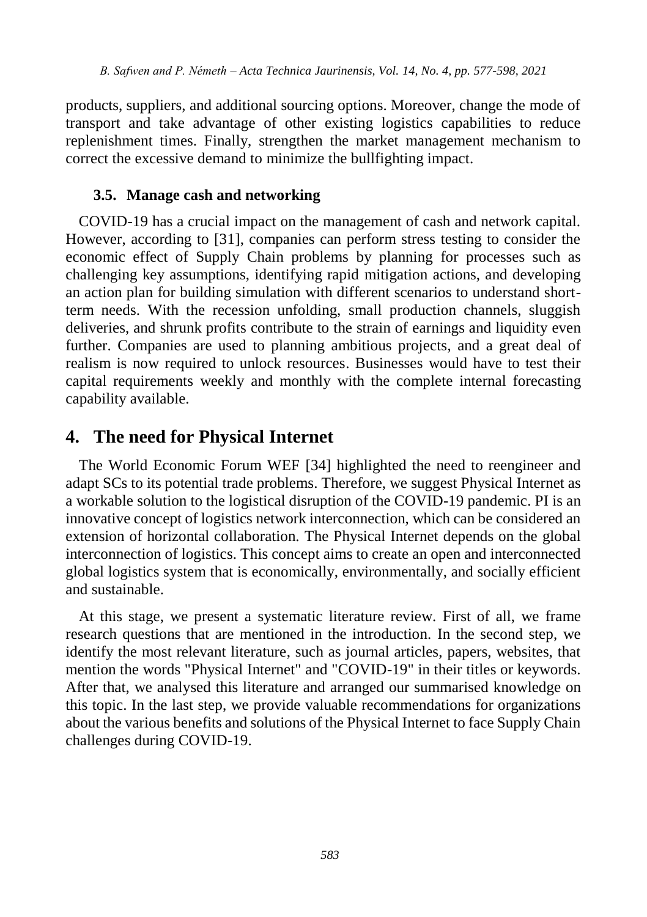products, suppliers, and additional sourcing options. Moreover, change the mode of transport and take advantage of other existing logistics capabilities to reduce replenishment times. Finally, strengthen the market management mechanism to correct the excessive demand to minimize the bullfighting impact.

### 3.5. Manage cash and networking

COVID-19 has a crucial impact on the management of cash and network capital. However, according to [31], companies can perform stress testing to consider the economic effect of Supply Chain problems by planning for processes such as challenging key assumptions, identifying rapid mitigation actions, and developing an action plan for building simulation with different scenarios to understand short-term needs. With the recession unfolding, small production channels, sluggish deliveries, and shrunk profits contribute to the strain of earnings and liquidity even further. Companies are used to planning ambitious projects, and a great deal of realism is now required to unlock resources. Businesses would have to test their capital requirements weekly and monthly with the complete internal forecasting capability available.

## 4. The need for Physical Internet

The World Economic Forum WEF [34] highlighted the need to reengineer and adapt SCs to its potential trade problems. Therefore, we suggest Physical Internet as a workable solution to the logistical disruption of the COVID-19 pandemic. PI is an innovative concept of logistics network interconnection, which can be considered an extension of horizontal collaboration. The Physical Internet depends on the global interconnection of logistics. This concept aims to create an open and interconnected global logistics system that is economically, environmentally, and socially efficient and sustainable.

At this stage, we present a systematic literature review. First of all, we frame research questions that are mentioned in the introduction. In the second step, we identify the most relevant literature, such as journal articles, papers, websites, that mention the words "Physical Internet" and "COVID-19" in their titles or keywords. After that, we analysed this literature and arranged our summarised knowledge on this topic. In the last step, we provide valuable recommendations for organizations about the various benefits and solutions of the Physical Internet to face Supply Chain challenges during COVID-19.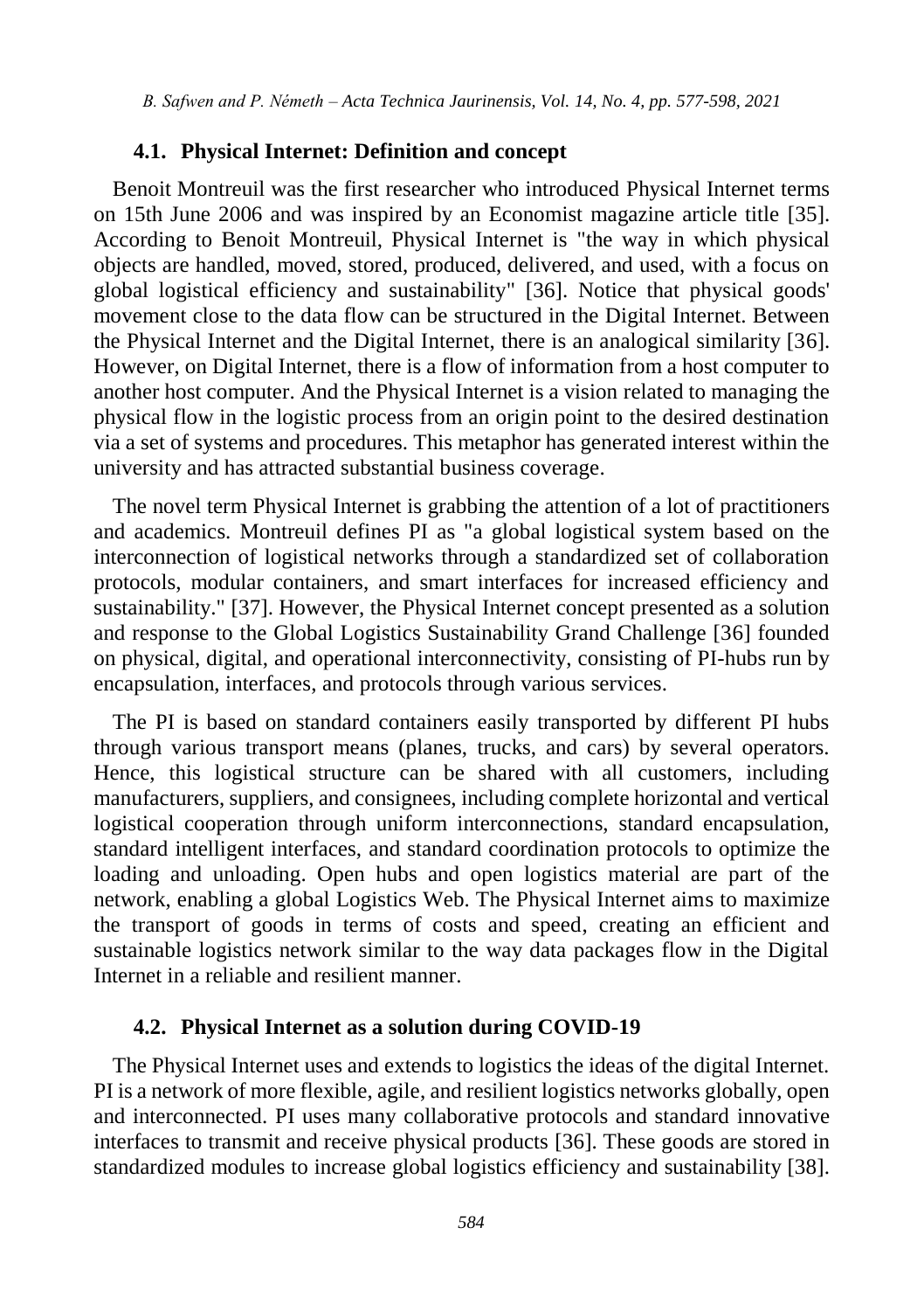### 4.1. Physical Internet: Definition and concept

Benoit Montreuil was the first researcher who introduced Physical Internet terms on 15th June 2006 and was inspired by an Economist magazine article title [35]. According to Benoit Montreuil, Physical Internet is "the way in which physical objects are handled, moved, stored, produced, delivered, and used, with a focus on global logistical efficiency and sustainability" [36]. Notice that physical goods' movement close to the data flow can be structured in the Digital Internet. Between the Physical Internet and the Digital Internet, there is an analogical similarity [36]. However, on Digital Internet, there is a flow of information from a host computer to another host computer. And the Physical Internet is a vision related to managing the physical flow in the logistic process from an origin point to the desired destination via a set of systems and procedures. This metaphor has generated interest within the university and has attracted substantial business coverage.

The novel term Physical Internet is grabbing the attention of a lot of practitioners and academics. Montreuil defines PI as "a global logistical system based on the interconnection of logistical networks through a standardized set of collaboration protocols, modular containers, and smart interfaces for increased efficiency and sustainability." [37]. However, the Physical Internet concept presented as a solution and response to the Global Logistics Sustainability Grand Challenge [36] founded on physical, digital, and operational interconnectivity, consisting of PI-hubs run by encapsulation, interfaces, and protocols through various services.

The PI is based on standard containers easily transported by different PI hubs through various transport means (planes, trucks, and cars) by several operators. Hence, this logistical structure can be shared with all customers, including manufacturers, suppliers, and consignees, including complete horizontal and vertical logistical cooperation through uniform interconnections, standard encapsulation, standard intelligent interfaces, and standard coordination protocols to optimize the loading and unloading. Open hubs and open logistics material are part of the network, enabling a global Logistics Web. The Physical Internet aims to maximize the transport of goods in terms of costs and speed, creating an efficient and sustainable logistics network similar to the way data packages flow in the Digital Internet in a reliable and resilient manner.

### 4.2. Physical Internet as a solution during COVID-19

The Physical Internet uses and extends to logistics the ideas of the digital Internet. PI is a network of more flexible, agile, and resilient logistics networks globally, open and interconnected. PI uses many collaborative protocols and standard innovative interfaces to transmit and receive physical products [36]. These goods are stored in standardized modules to increase global logistics efficiency and sustainability [38].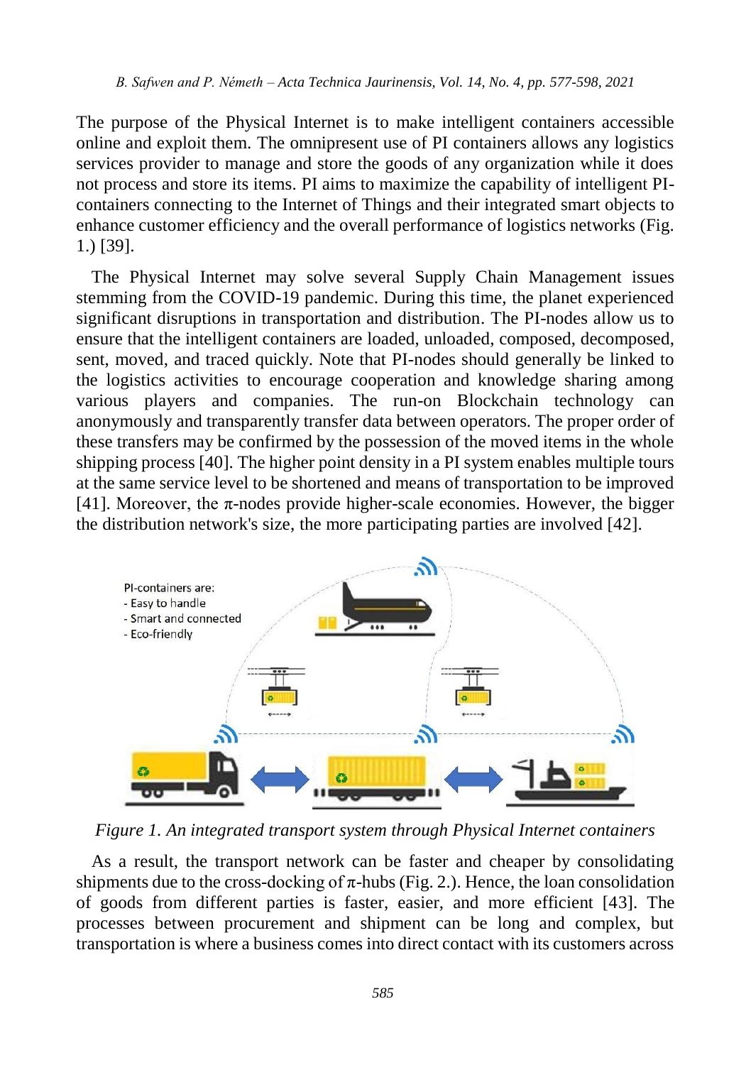The purpose of the Physical Internet is to make intelligent containers accessible online and exploit them. The omnipresent use of PI containers allows any logistics services provider to manage and store the goods of any organization while it does not process and store its items. PI aims to maximize the capability of intelligent PI-containers connecting to the Internet of Things and their integrated smart objects to enhance customer efficiency and the overall performance of logistics networks (Fig. 1.) [39].

The Physical Internet may solve several Supply Chain Management issues stemming from the COVID-19 pandemic. During this time, the planet experienced significant disruptions in transportation and distribution. The PI-nodes allow us to ensure that the intelligent containers are loaded, unloaded, composed, decomposed, sent, moved, and traced quickly. Note that PI-nodes should generally be linked to the logistics activities to encourage cooperation and knowledge sharing among various players and companies. The run-on Blockchain technology can anonymously and transparently transfer data between operators. The proper order of these transfers may be confirmed by the possession of the moved items in the whole shipping process [40]. The higher point density in a PI system enables multiple tours at the same service level to be shortened and means of transportation to be improved [41]. Moreover, the π-nodes provide higher-scale economies. However, the bigger the distribution network's size, the more participating parties are involved [42].

*Figure 1. An integrated transport system through Physical Internet containers*

As a result, the transport network can be faster and cheaper by consolidating shipments due to the cross-docking of π-hubs (Fig. 2.). Hence, the loan consolidation of goods from different parties is faster, easier, and more efficient [43]. The processes between procurement and shipment can be long and complex, but transportation is where a business comes into direct contact with its customers across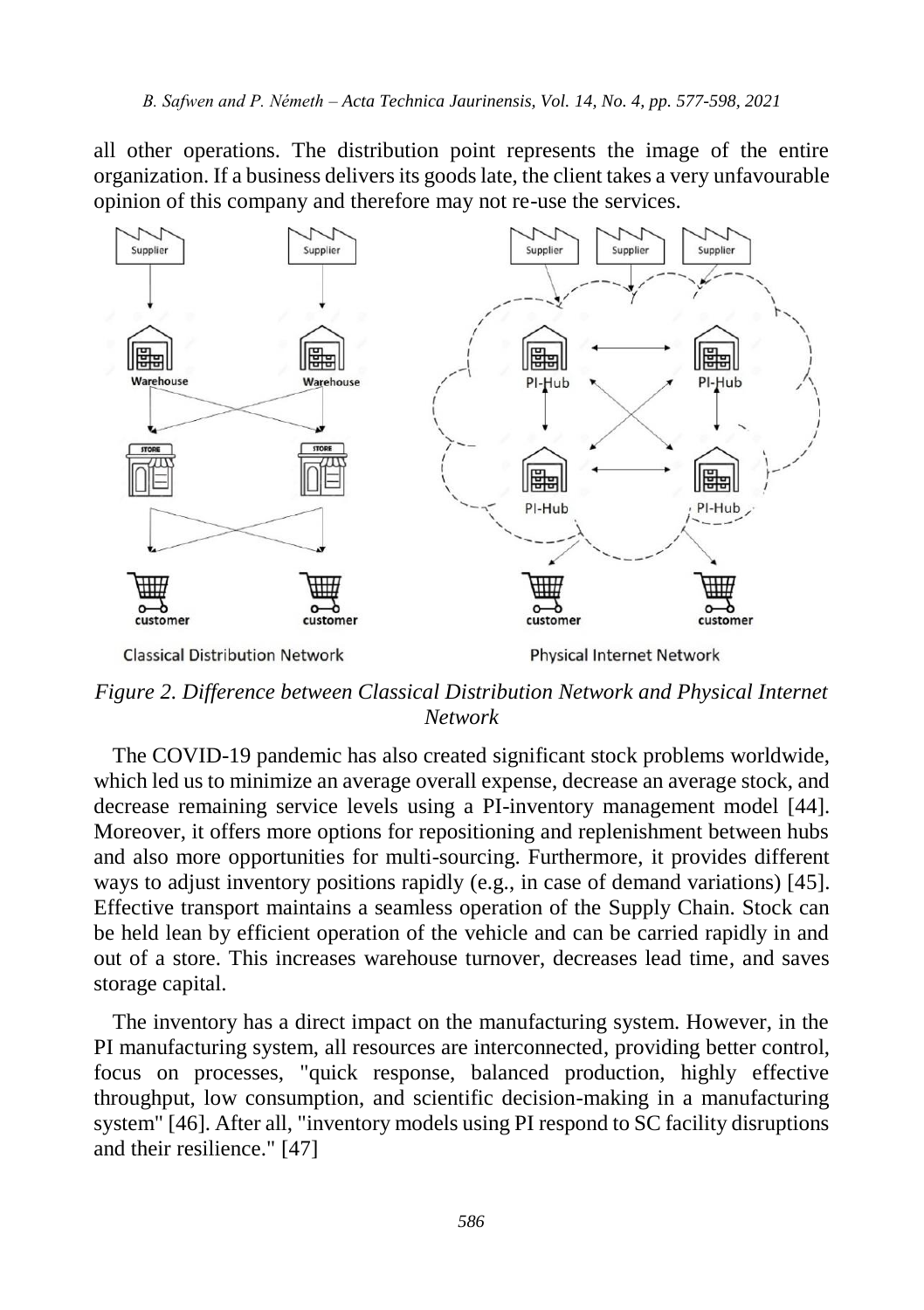all other operations. The distribution point represents the image of the entire organization. If a business delivers its goods late, the client takes a very unfavourable opinion of this company and therefore may not re-use the services.

*Figure 2. Difference between Classical Distribution Network and Physical Internet Network*

The COVID-19 pandemic has also created significant stock problems worldwide, which led us to minimize an average overall expense, decrease an average stock, and decrease remaining service levels using a PI-inventory management model [44]. Moreover, it offers more options for repositioning and replenishment between hubs and also more opportunities for multi-sourcing. Furthermore, it provides different ways to adjust inventory positions rapidly (e.g., in case of demand variations) [45]. Effective transport maintains a seamless operation of the Supply Chain. Stock can be held lean by efficient operation of the vehicle and can be carried rapidly in and out of a store. This increases warehouse turnover, decreases lead time, and saves storage capital.

The inventory has a direct impact on the manufacturing system. However, in the PI manufacturing system, all resources are interconnected, providing better control, focus on processes, "quick response, balanced production, highly effective throughput, low consumption, and scientific decision-making in a manufacturing system" [46]. After all, "inventory models using PI respond to SC facility disruptions and their resilience." [47]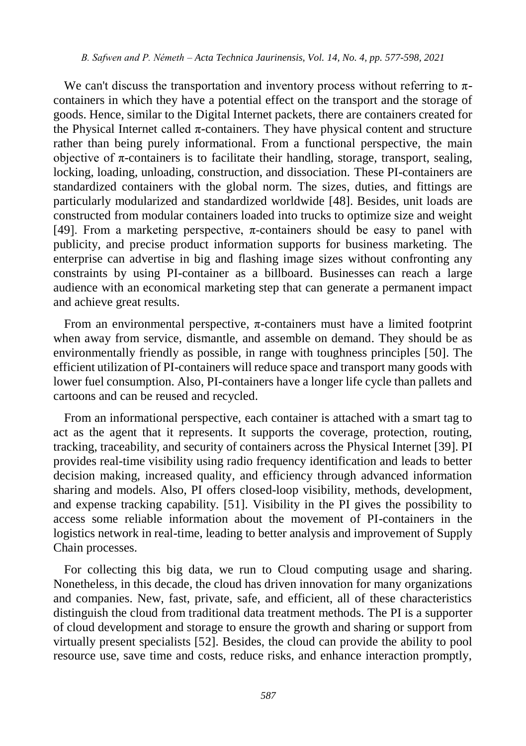We can't discuss the transportation and inventory process without referring to π-containers in which they have a potential effect on the transport and the storage of goods. Hence, similar to the Digital Internet packets, there are containers created for the Physical Internet called π-containers. They have physical content and structure rather than being purely informational. From a functional perspective, the main objective of π-containers is to facilitate their handling, storage, transport, sealing, locking, loading, unloading, construction, and dissociation. These PI-containers are standardized containers with the global norm. The sizes, duties, and fittings are particularly modularized and standardized worldwide [48]. Besides, unit loads are constructed from modular containers loaded into trucks to optimize size and weight [49]. From a marketing perspective, π-containers should be easy to panel with publicity, and precise product information supports for business marketing. The enterprise can advertise in big and flashing image sizes without confronting any constraints by using PI-container as a billboard. Businesses can reach a large audience with an economical marketing step that can generate a permanent impact and achieve great results.

From an environmental perspective, π-containers must have a limited footprint when away from service, dismantle, and assemble on demand. They should be as environmentally friendly as possible, in range with toughness principles [50]. The efficient utilization of PI-containers will reduce space and transport many goods with lower fuel consumption. Also, PI-containers have a longer life cycle than pallets and cartoons and can be reused and recycled.

From an informational perspective, each container is attached with a smart tag to act as the agent that it represents. It supports the coverage, protection, routing, tracking, traceability, and security of containers across the Physical Internet [39]. PI provides real-time visibility using radio frequency identification and leads to better decision making, increased quality, and efficiency through advanced information sharing and models. Also, PI offers closed-loop visibility, methods, development, and expense tracking capability. [51]. Visibility in the PI gives the possibility to access some reliable information about the movement of PI-containers in the logistics network in real-time, leading to better analysis and improvement of Supply Chain processes.

For collecting this big data, we run to Cloud computing usage and sharing. Nonetheless, in this decade, the cloud has driven innovation for many organizations and companies. New, fast, private, safe, and efficient, all of these characteristics distinguish the cloud from traditional data treatment methods. The PI is a supporter of cloud development and storage to ensure the growth and sharing or support from virtually present specialists [52]. Besides, the cloud can provide the ability to pool resource use, save time and costs, reduce risks, and enhance interaction promptly,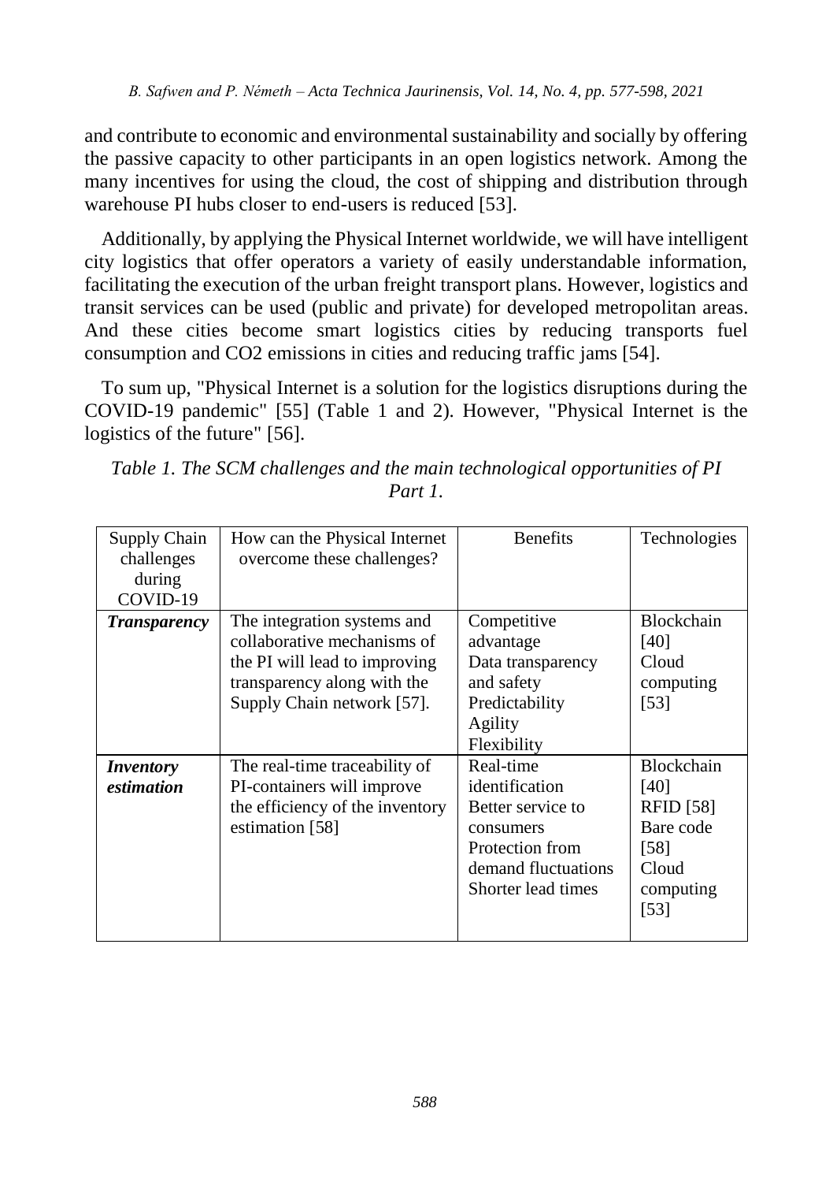and contribute to economic and environmental sustainability and socially by offering the passive capacity to other participants in an open logistics network. Among the many incentives for using the cloud, the cost of shipping and distribution through warehouse PI hubs closer to end-users is reduced [53].

Additionally, by applying the Physical Internet worldwide, we will have intelligent city logistics that offer operators a variety of easily understandable information, facilitating the execution of the urban freight transport plans. However, logistics and transit services can be used (public and private) for developed metropolitan areas. And these cities become smart logistics cities by reducing transports fuel consumption and $CO_2$ emissions in cities and reducing traffic jams [54].

To sum up, "Physical Internet is a solution for the logistics disruptions during the COVID-19 pandemic" [55] (Table 1 and 2). However, "Physical Internet is the logistics of the future" [56].

*Table 1. The SCM challenges and the main technological opportunities of PI Part 1.*

| Supply Chain challenges during COVID-19 | How can the Physical Internet overcome these challenges? | Benefits | Technologies |
|---|---|---|---|
| ***Transparency*** | The integration systems and collaborative mechanisms of the PI will lead to improving transparency along with the Supply Chain network [57]. | Competitive advantage<br>Data transparency and safety<br>Predictability<br>Agility<br>Flexibility | Blockchain [40]<br>Cloud computing [53] |
| ***Inventory estimation*** | The real-time traceability of PI-containers will improve the efficiency of the inventory estimation [58] | Real-time identification<br>Better service to consumers<br>Protection from demand fluctuations<br>Shorter lead times | Blockchain [40]<br>RFID [58]<br>Bare code [58]<br>Cloud computing [53] |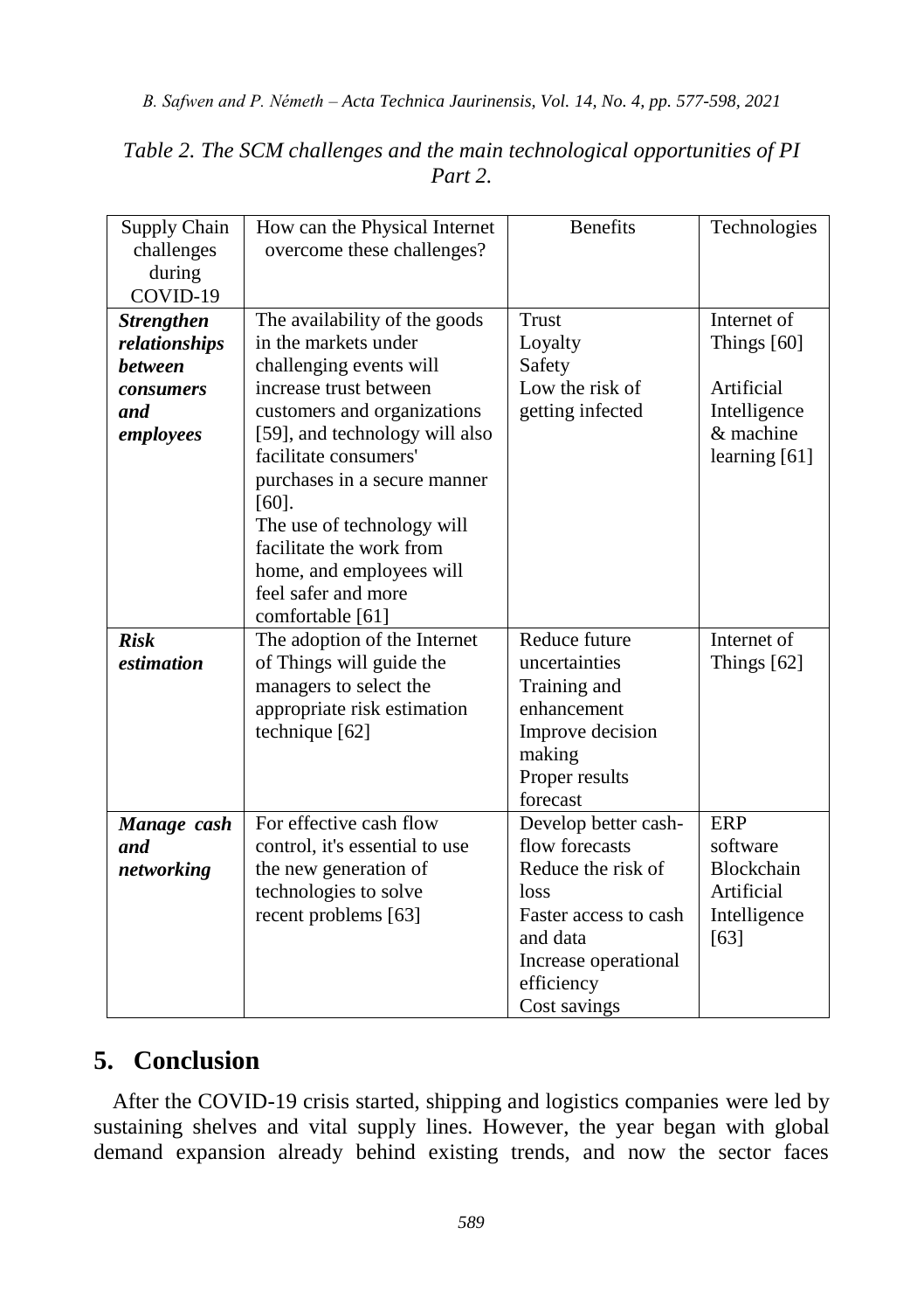*Table 2. The SCM challenges and the main technological opportunities of PI Part 2.*

| Supply Chain challenges during COVID-19 | How can the Physical Internet overcome these challenges? | Benefits | Technologies |
|---|---|---|---|
| ***Strengthen relationships between consumers and employees*** | The availability of the goods in the markets under challenging events will increase trust between customers and organizations [59], and technology will also facilitate consumers' purchases in a secure manner [60].<br>The use of technology will facilitate the work from home, and employees will feel safer and more comfortable [61] | Trust<br>Loyalty<br>Safety<br>Low the risk of getting infected | Internet of Things [60]<br>Artificial Intelligence & machine learning [61] |
| ***Risk estimation*** | The adoption of the Internet of Things will guide the managers to select the appropriate risk estimation technique [62] | Reduce future uncertainties<br>Training and enhancement<br>Improve decision making<br>Proper results forecast | Internet of Things [62] |
| ***Manage cash and networking*** | For effective cash flow control, it's essential to use the new generation of technologies to solve recent problems [63] | Develop better cash-flow forecasts<br>Reduce the risk of loss<br>Faster access to cash and data<br>Increase operational efficiency<br>Cost savings | ERP software<br>Blockchain<br>Artificial Intelligence [63] |

## 5. Conclusion

After the COVID-19 crisis started, shipping and logistics companies were led by sustaining shelves and vital supply lines. However, the year began with global demand expansion already behind existing trends, and now the sector faces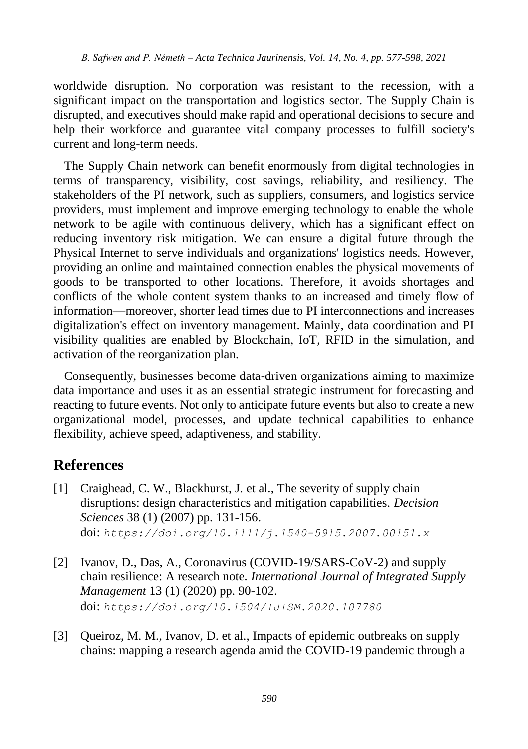worldwide disruption. No corporation was resistant to the recession, with a significant impact on the transportation and logistics sector. The Supply Chain is disrupted, and executives should make rapid and operational decisions to secure and help their workforce and guarantee vital company processes to fulfill society's current and long-term needs.

The Supply Chain network can benefit enormously from digital technologies in terms of transparency, visibility, cost savings, reliability, and resiliency. The stakeholders of the PI network, such as suppliers, consumers, and logistics service providers, must implement and improve emerging technology to enable the whole network to be agile with continuous delivery, which has a significant effect on reducing inventory risk mitigation. We can ensure a digital future through the Physical Internet to serve individuals and organizations' logistics needs. However, providing an online and maintained connection enables the physical movements of goods to be transported to other locations. Therefore, it avoids shortages and conflicts of the whole content system thanks to an increased and timely flow of information—moreover, shorter lead times due to PI interconnections and increases digitalization's effect on inventory management. Mainly, data coordination and PI visibility qualities are enabled by Blockchain, IoT, RFID in the simulation, and activation of the reorganization plan.

Consequently, businesses become data-driven organizations aiming to maximize data importance and uses it as an essential strategic instrument for forecasting and reacting to future events. Not only to anticipate future events but also to create a new organizational model, processes, and update technical capabilities to enhance flexibility, achieve speed, adaptiveness, and stability.

## References

[1] Craighead, C. W., Blackhurst, J. et al., The severity of supply chain disruptions: design characteristics and mitigation capabilities. *Decision Sciences* 38 (1) (2007) pp. 131-156.
doi: *https://doi.org/10.1111/j.1540-5915.2007.00151.x*

[2] Ivanov, D., Das, A., Coronavirus (COVID-19/SARS-CoV-2) and supply chain resilience: A research note. *International Journal of Integrated Supply Management* 13 (1) (2020) pp. 90-102.
doi: *https://doi.org/10.1504/IJISM.2020.107780*

[3] Queiroz, M. M., Ivanov, D. et al., Impacts of epidemic outbreaks on supply chains: mapping a research agenda amid the COVID-19 pandemic through a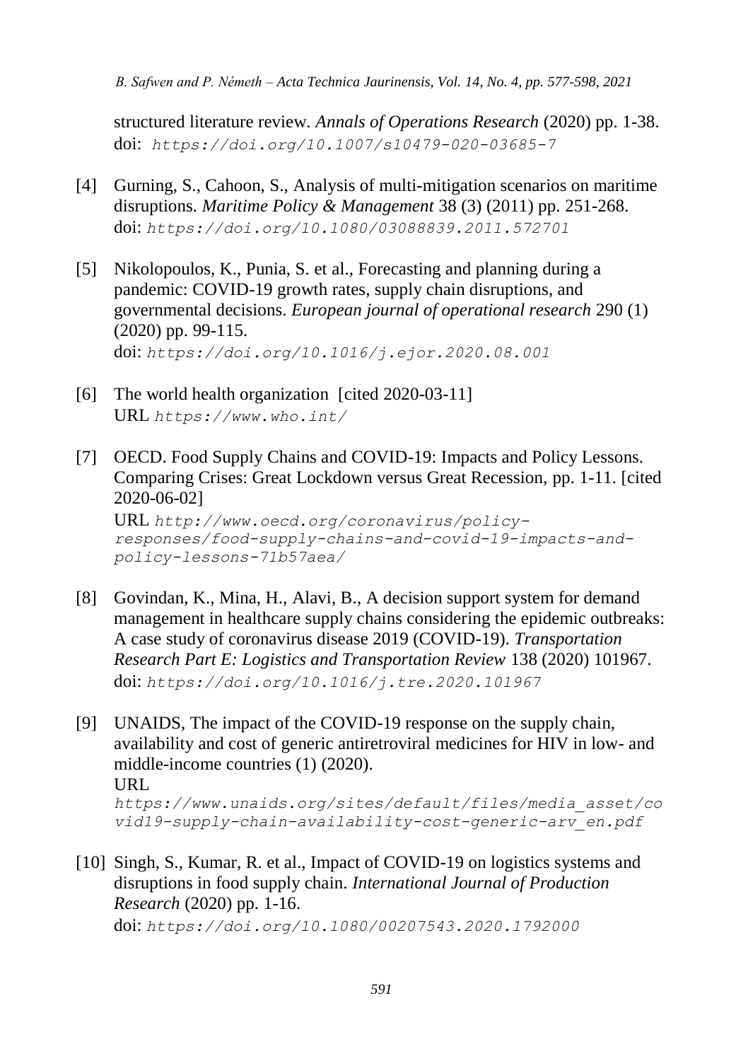structured literature review. *Annals of Operations Research* (2020) pp. 1-38. doi: `https://doi.org/10.1007/s10479-020-03685-7`

[4] Gurning, S., Cahoon, S., Analysis of multi-mitigation scenarios on maritime disruptions. *Maritime Policy & Management* 38 (3) (2011) pp. 251-268. doi: `https://doi.org/10.1080/03088839.2011.572701`

[5] Nikolopoulos, K., Punia, S. et al., Forecasting and planning during a pandemic: COVID-19 growth rates, supply chain disruptions, and governmental decisions. *European journal of operational research* 290 (1) (2020) pp. 99-115.
doi: `https://doi.org/10.1016/j.ejor.2020.08.001`

[6] The world health organization [cited 2020-03-11]
URL `https://www.who.int/`

[7] OECD. Food Supply Chains and COVID-19: Impacts and Policy Lessons. Comparing Crises: Great Lockdown versus Great Recession, pp. 1-11. [cited 2020-06-02]
URL `http://www.oecd.org/coronavirus/policy-responses/food-supply-chains-and-covid-19-impacts-and-policy-lessons-71b57aea/`

[8] Govindan, K., Mina, H., Alavi, B., A decision support system for demand management in healthcare supply chains considering the epidemic outbreaks: A case study of coronavirus disease 2019 (COVID-19). *Transportation Research Part E: Logistics and Transportation Review* 138 (2020) 101967. doi: `https://doi.org/10.1016/j.tre.2020.101967`

[9] UNAIDS, The impact of the COVID-19 response on the supply chain, availability and cost of generic antiretroviral medicines for HIV in low- and middle-income countries (1) (2020).
URL
`https://www.unaids.org/sites/default/files/media_asset/covid19-supply-chain-availability-cost-generic-arv_en.pdf`

[10] Singh, S., Kumar, R. et al., Impact of COVID-19 on logistics systems and disruptions in food supply chain. *International Journal of Production Research* (2020) pp. 1-16.
doi: `https://doi.org/10.1080/00207543.2020.1792000`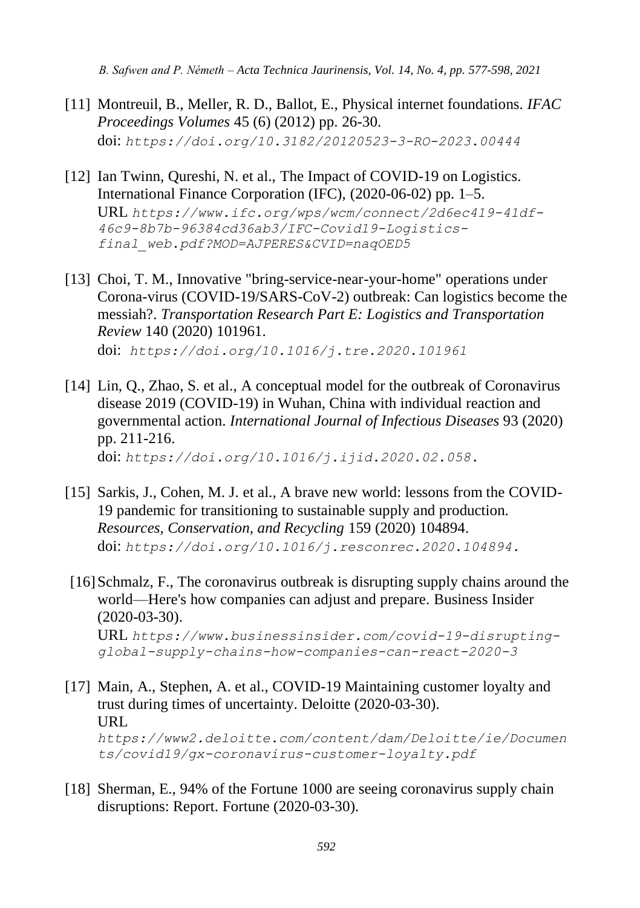[11] Montreuil, B., Meller, R. D., Ballot, E., Physical internet foundations. *IFAC Proceedings Volumes* 45 (6) (2012) pp. 26-30.
doi: `https://doi.org/10.3182/20120523-3-RO-2023.00444`

[12] Ian Twinn, Qureshi, N. et al., The Impact of COVID-19 on Logistics. International Finance Corporation (IFC), (2020-06-02) pp. 1–5.
URL `https://www.ifc.org/wps/wcm/connect/2d6ec419-41df-46c9-8b7b-96384cd36ab3/IFC-Covid19-Logistics-final_web.pdf?MOD=AJPERES&CVID=naqOED5`

[13] Choi, T. M., Innovative "bring-service-near-your-home" operations under Corona-virus (COVID-19/SARS-CoV-2) outbreak: Can logistics become the messiah?. *Transportation Research Part E: Logistics and Transportation Review* 140 (2020) 101961.
doi: `https://doi.org/10.1016/j.tre.2020.101961`

[14] Lin, Q., Zhao, S. et al., A conceptual model for the outbreak of Coronavirus disease 2019 (COVID-19) in Wuhan, China with individual reaction and governmental action. *International Journal of Infectious Diseases* 93 (2020) pp. 211-216.
doi: `https://doi.org/10.1016/j.ijid.2020.02.058.`

[15] Sarkis, J., Cohen, M. J. et al., A brave new world: lessons from the COVID-19 pandemic for transitioning to sustainable supply and production. *Resources, Conservation, and Recycling* 159 (2020) 104894.
doi: `https://doi.org/10.1016/j.resconrec.2020.104894.`

[16] Schmalz, F., The coronavirus outbreak is disrupting supply chains around the world—Here's how companies can adjust and prepare. Business Insider (2020-03-30).
URL `https://www.businessinsider.com/covid-19-disrupting-global-supply-chains-how-companies-can-react-2020-3`

[17] Main, A., Stephen, A. et al., COVID-19 Maintaining customer loyalty and trust during times of uncertainty. Deloitte (2020-03-30).
URL `https://www2.deloitte.com/content/dam/Deloitte/ie/Documents/covid19/gx-coronavirus-customer-loyalty.pdf`

[18] Sherman, E., 94% of the Fortune 1000 are seeing coronavirus supply chain disruptions: Report. Fortune (2020-03-30).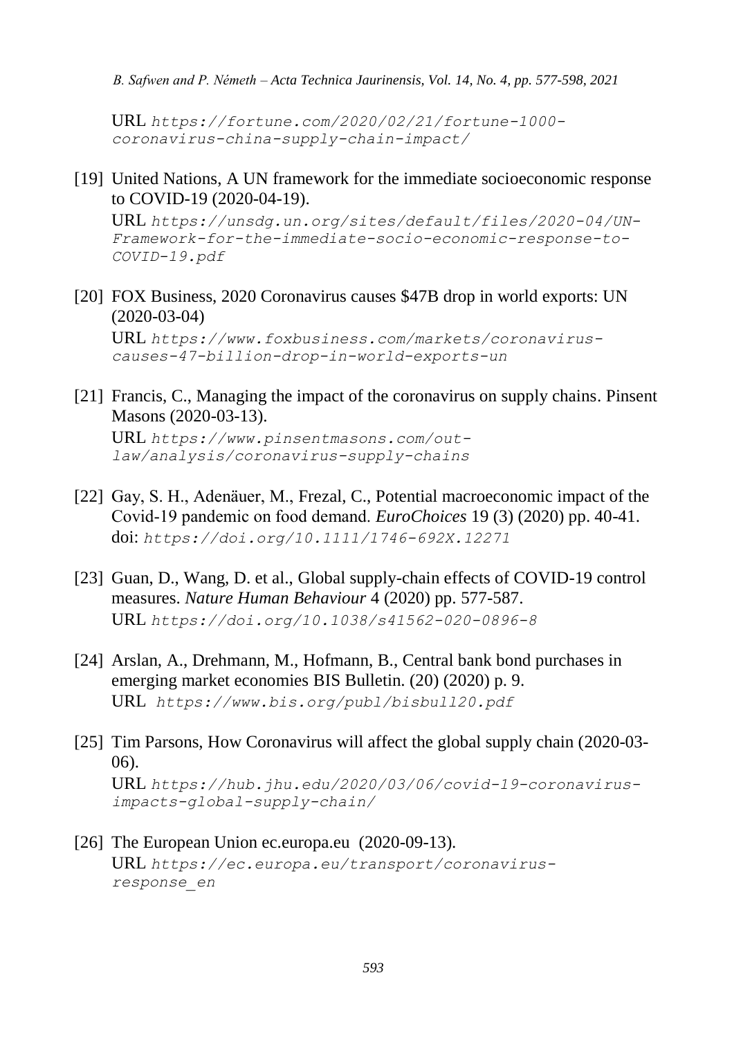URL *https://fortune.com/2020/02/21/fortune-1000-coronavirus-china-supply-chain-impact/*

[19] United Nations, A UN framework for the immediate socioeconomic response to COVID-19 (2020-04-19).
URL *https://unsdg.un.org/sites/default/files/2020-04/UN-Framework-for-the-immediate-socio-economic-response-to-COVID-19.pdf*

[20] FOX Business, 2020 Coronavirus causes $47B drop in world exports: UN (2020-03-04)
URL *https://www.foxbusiness.com/markets/coronavirus-causes-47-billion-drop-in-world-exports-un*

[21] Francis, C., Managing the impact of the coronavirus on supply chains. Pinsent Masons (2020-03-13).
URL *https://www.pinsentmasons.com/out-law/analysis/coronavirus-supply-chains*

[22] Gay, S. H., Adenäuer, M., Frezal, C., Potential macroeconomic impact of the Covid-19 pandemic on food demand. *EuroChoices* 19 (3) (2020) pp. 40-41.
doi: *https://doi.org/10.1111/1746-692X.12271*

[23] Guan, D., Wang, D. et al., Global supply-chain effects of COVID-19 control measures. *Nature Human Behaviour* 4 (2020) pp. 577-587.
URL *https://doi.org/10.1038/s41562-020-0896-8*

[24] Arslan, A., Drehmann, M., Hofmann, B., Central bank bond purchases in emerging market economies BIS Bulletin. (20) (2020) p. 9.
URL *https://www.bis.org/publ/bisbull20.pdf*

[25] Tim Parsons, How Coronavirus will affect the global supply chain (2020-03-06).
URL *https://hub.jhu.edu/2020/03/06/covid-19-coronavirus-impacts-global-supply-chain/*

[26] The European Union ec.europa.eu (2020-09-13).
URL *https://ec.europa.eu/transport/coronavirus-response_en*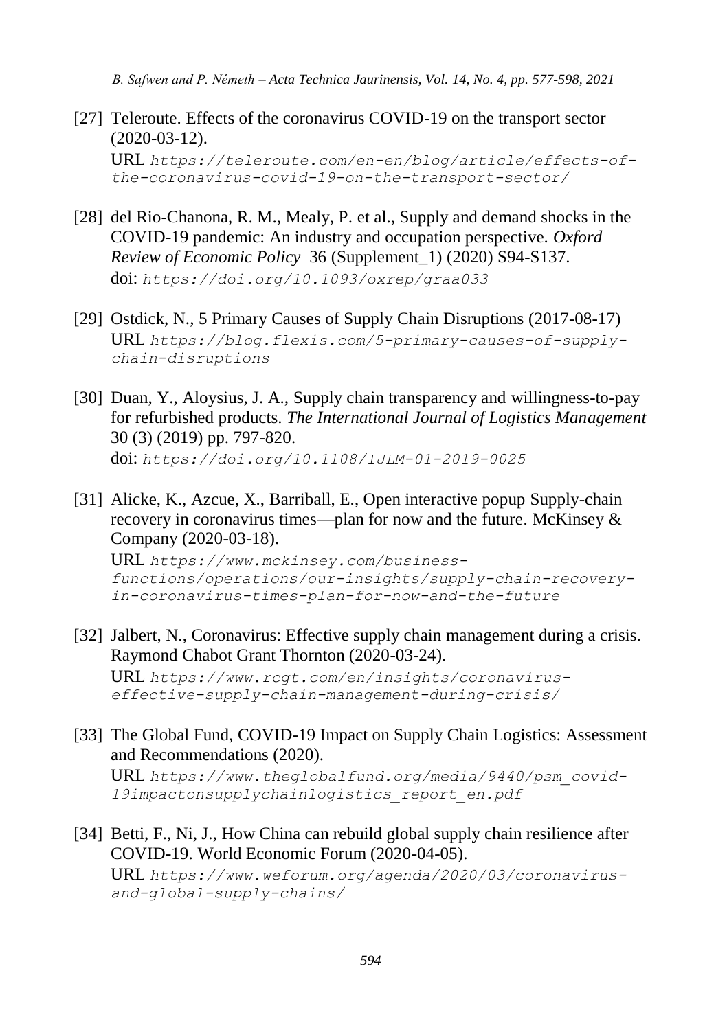[27] Teleroute. Effects of the coronavirus COVID-19 on the transport sector (2020-03-12).
URL `https://teleroute.com/en-en/blog/article/effects-of-the-coronavirus-covid-19-on-the-transport-sector/`

[28] del Rio-Chanona, R. M., Mealy, P. et al., Supply and demand shocks in the COVID-19 pandemic: An industry and occupation perspective. *Oxford Review of Economic Policy* 36 (Supplement_1) (2020) S94-S137.
doi: `https://doi.org/10.1093/oxrep/graa033`

[29] Ostdick, N., 5 Primary Causes of Supply Chain Disruptions (2017-08-17)
URL `https://blog.flexis.com/5-primary-causes-of-supply-chain-disruptions`

[30] Duan, Y., Aloysius, J. A., Supply chain transparency and willingness-to-pay for refurbished products. *The International Journal of Logistics Management* 30 (3) (2019) pp. 797-820.
doi: `https://doi.org/10.1108/IJLM-01-2019-0025`

[31] Alicke, K., Azcue, X., Barriball, E., Open interactive popup Supply-chain recovery in coronavirus times—plan for now and the future. McKinsey & Company (2020-03-18).
URL `https://www.mckinsey.com/business-functions/operations/our-insights/supply-chain-recovery-in-coronavirus-times-plan-for-now-and-the-future`

[32] Jalbert, N., Coronavirus: Effective supply chain management during a crisis. Raymond Chabot Grant Thornton (2020-03-24).
URL `https://www.rcgt.com/en/insights/coronavirus-effective-supply-chain-management-during-crisis/`

[33] The Global Fund, COVID-19 Impact on Supply Chain Logistics: Assessment and Recommendations (2020).
URL `https://www.theglobalfund.org/media/9440/psm_covid-19impactonsupplychainlogistics_report_en.pdf`

[34] Betti, F., Ni, J., How China can rebuild global supply chain resilience after COVID-19. World Economic Forum (2020-04-05).
URL `https://www.weforum.org/agenda/2020/03/coronavirus-and-global-supply-chains/`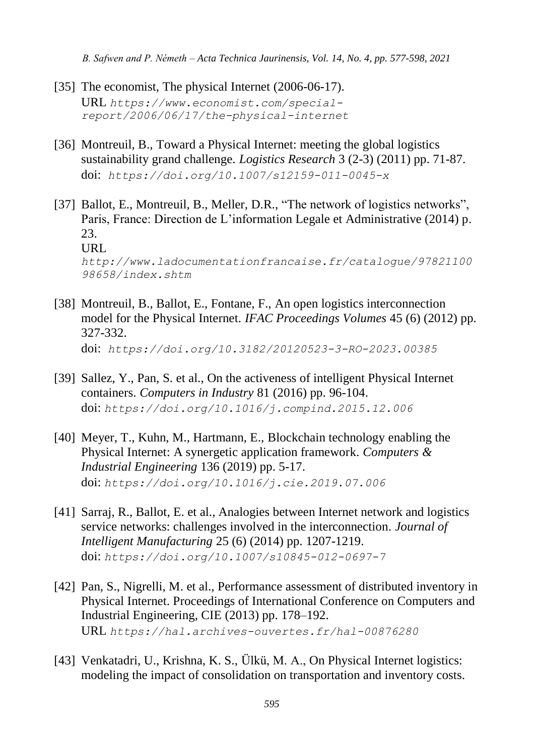[35] The economist, The physical Internet (2006-06-17).
URL `https://www.economist.com/special-report/2006/06/17/the-physical-internet`

[36] Montreuil, B., Toward a Physical Internet: meeting the global logistics sustainability grand challenge. *Logistics Research* 3 (2-3) (2011) pp. 71-87.
doi: `https://doi.org/10.1007/s12159-011-0045-x`

[37] Ballot, E., Montreuil, B., Meller, D.R., "The network of logistics networks", Paris, France: Direction de L'information Legale et Administrative (2014) p. 23.
URL
`http://www.ladocumentationfrancaise.fr/catalogue/9782110098658/index.shtm`

[38] Montreuil, B., Ballot, E., Fontane, F., An open logistics interconnection model for the Physical Internet. *IFAC Proceedings Volumes* 45 (6) (2012) pp. 327-332.
doi: `https://doi.org/10.3182/20120523-3-RO-2023.00385`

[39] Sallez, Y., Pan, S. et al., On the activeness of intelligent Physical Internet containers. *Computers in Industry* 81 (2016) pp. 96-104.
doi: `https://doi.org/10.1016/j.compind.2015.12.006`

[40] Meyer, T., Kuhn, M., Hartmann, E., Blockchain technology enabling the Physical Internet: A synergetic application framework. *Computers & Industrial Engineering* 136 (2019) pp. 5-17.
doi: `https://doi.org/10.1016/j.cie.2019.07.006`

[41] Sarraj, R., Ballot, E. et al., Analogies between Internet network and logistics service networks: challenges involved in the interconnection. *Journal of Intelligent Manufacturing* 25 (6) (2014) pp. 1207-1219.
doi: `https://doi.org/10.1007/s10845-012-0697-7`

[42] Pan, S., Nigrelli, M. et al., Performance assessment of distributed inventory in Physical Internet. Proceedings of International Conference on Computers and Industrial Engineering, CIE (2013) pp. 178–192.
URL `https://hal.archives-ouvertes.fr/hal-00876280`

[43] Venkatadri, U., Krishna, K. S., Ülkü, M. A., On Physical Internet logistics: modeling the impact of consolidation on transportation and inventory costs.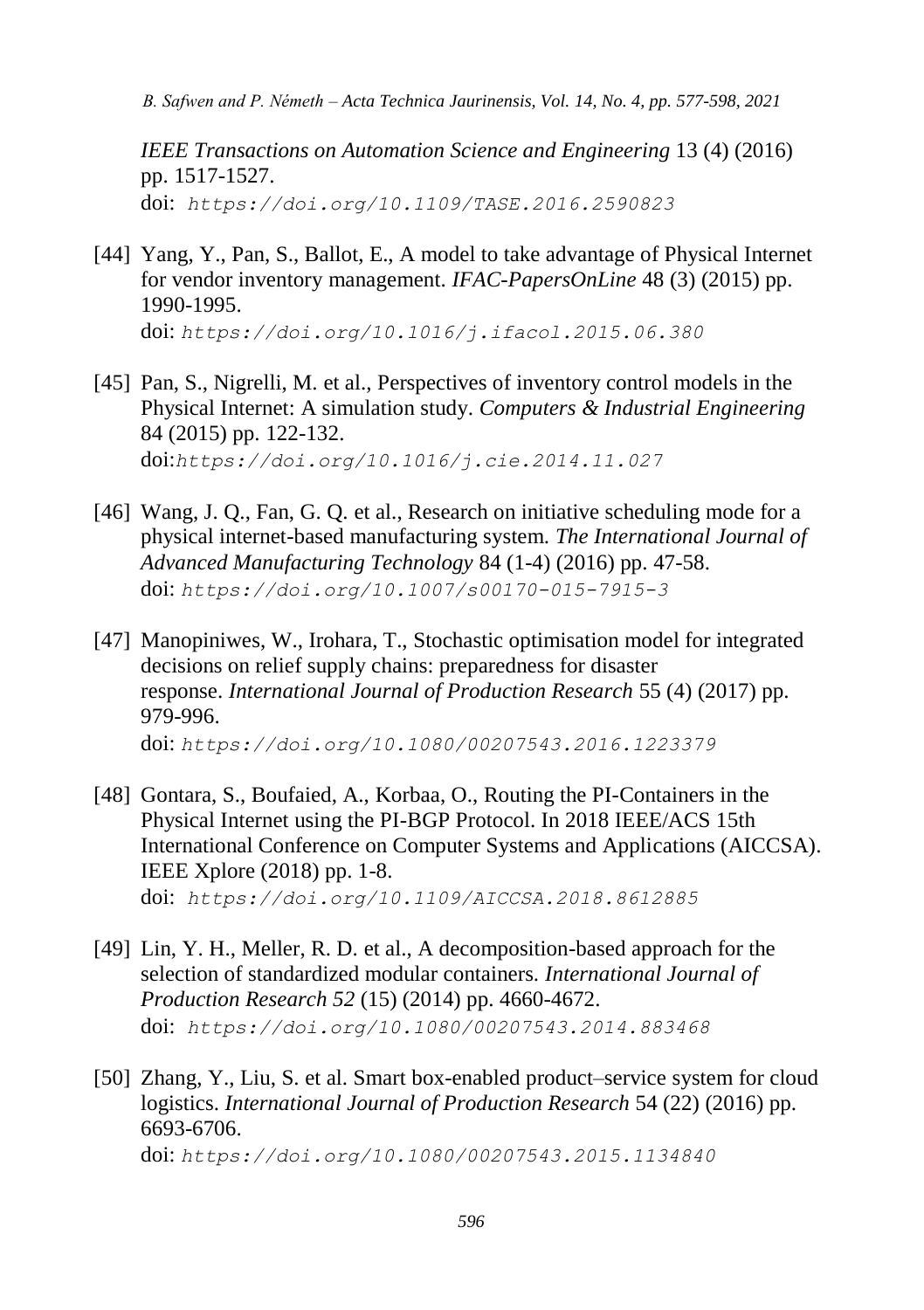*IEEE Transactions on Automation Science and Engineering* 13 (4) (2016) pp. 1517-1527.
doi: `https://doi.org/10.1109/TASE.2016.2590823`

[44] Yang, Y., Pan, S., Ballot, E., A model to take advantage of Physical Internet for vendor inventory management. *IFAC-PapersOnLine* 48 (3) (2015) pp. 1990-1995.
doi: `https://doi.org/10.1016/j.ifacol.2015.06.380`

[45] Pan, S., Nigrelli, M. et al., Perspectives of inventory control models in the Physical Internet: A simulation study. *Computers & Industrial Engineering* 84 (2015) pp. 122-132.
doi:`https://doi.org/10.1016/j.cie.2014.11.027`

[46] Wang, J. Q., Fan, G. Q. et al., Research on initiative scheduling mode for a physical internet-based manufacturing system. *The International Journal of Advanced Manufacturing Technology* 84 (1-4) (2016) pp. 47-58.
doi: `https://doi.org/10.1007/s00170-015-7915-3`

[47] Manopiniwes, W., Irohara, T., Stochastic optimisation model for integrated decisions on relief supply chains: preparedness for disaster response. *International Journal of Production Research* 55 (4) (2017) pp. 979-996.
doi: `https://doi.org/10.1080/00207543.2016.1223379`

[48] Gontara, S., Boufaied, A., Korbaa, O., Routing the PI-Containers in the Physical Internet using the PI-BGP Protocol. In 2018 IEEE/ACS 15th International Conference on Computer Systems and Applications (AICCSA). IEEE Xplore (2018) pp. 1-8.
doi: `https://doi.org/10.1109/AICCSA.2018.8612885`

[49] Lin, Y. H., Meller, R. D. et al., A decomposition-based approach for the selection of standardized modular containers. *International Journal of Production Research 52* (15) (2014) pp. 4660-4672.
doi: `https://doi.org/10.1080/00207543.2014.883468`

[50] Zhang, Y., Liu, S. et al. Smart box-enabled product–service system for cloud logistics. *International Journal of Production Research* 54 (22) (2016) pp. 6693-6706.
doi: `https://doi.org/10.1080/00207543.2015.1134840`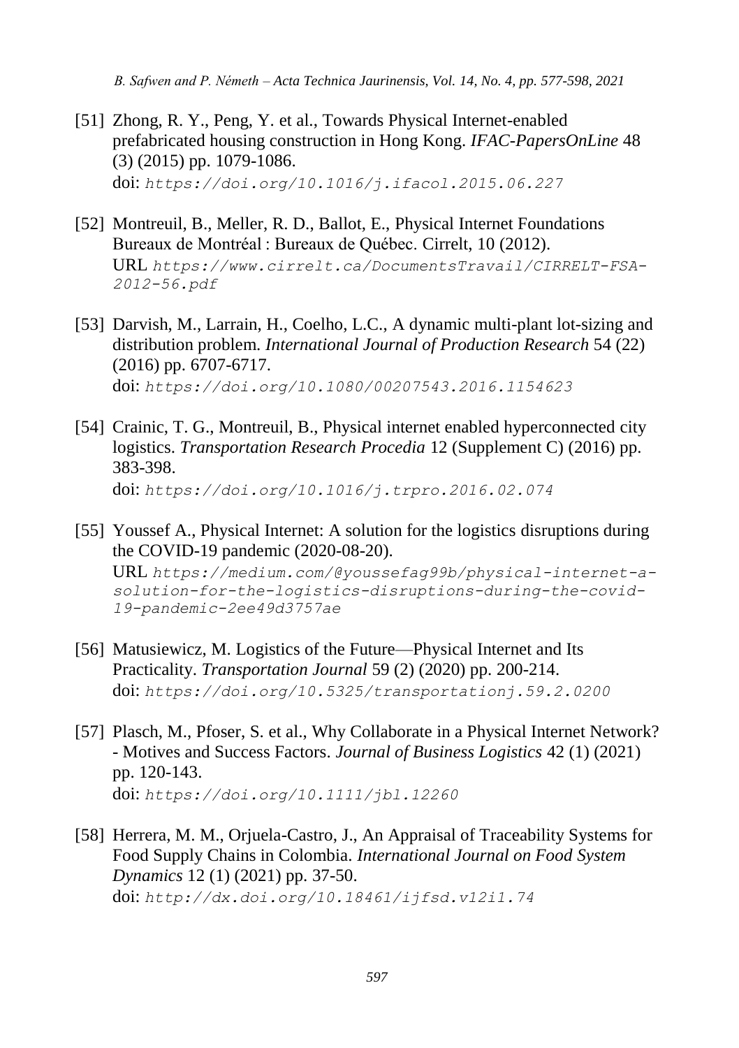[51] Zhong, R. Y., Peng, Y. et al., Towards Physical Internet-enabled prefabricated housing construction in Hong Kong. *IFAC-PapersOnLine* 48 (3) (2015) pp. 1079-1086.
doi: `https://doi.org/10.1016/j.ifacol.2015.06.227`

[52] Montreuil, B., Meller, R. D., Ballot, E., Physical Internet Foundations Bureaux de Montréal : Bureaux de Québec. Cirrelt, 10 (2012).
URL `https://www.cirrelt.ca/DocumentsTravail/CIRRELT-FSA-2012-56.pdf`

[53] Darvish, M., Larrain, H., Coelho, L.C., A dynamic multi-plant lot-sizing and distribution problem. *International Journal of Production Research* 54 (22) (2016) pp. 6707-6717.
doi: `https://doi.org/10.1080/00207543.2016.1154623`

[54] Crainic, T. G., Montreuil, B., Physical internet enabled hyperconnected city logistics. *Transportation Research Procedia* 12 (Supplement C) (2016) pp. 383-398.
doi: `https://doi.org/10.1016/j.trpro.2016.02.074`

[55] Youssef A., Physical Internet: A solution for the logistics disruptions during the COVID-19 pandemic (2020-08-20).
URL `https://medium.com/@youssefag99b/physical-internet-a-solution-for-the-logistics-disruptions-during-the-covid-19-pandemic-2ee49d3757ae`

[56] Matusiewicz, M. Logistics of the Future—Physical Internet and Its Practicality. *Transportation Journal* 59 (2) (2020) pp. 200-214.
doi: `https://doi.org/10.5325/transportationj.59.2.0200`

[57] Plasch, M., Pfoser, S. et al., Why Collaborate in a Physical Internet Network? - Motives and Success Factors. *Journal of Business Logistics* 42 (1) (2021) pp. 120-143.
doi: `https://doi.org/10.1111/jbl.12260`

[58] Herrera, M. M., Orjuela-Castro, J., An Appraisal of Traceability Systems for Food Supply Chains in Colombia. *International Journal on Food System Dynamics* 12 (1) (2021) pp. 37-50.
doi: `http://dx.doi.org/10.18461/ijfsd.v12i1.74`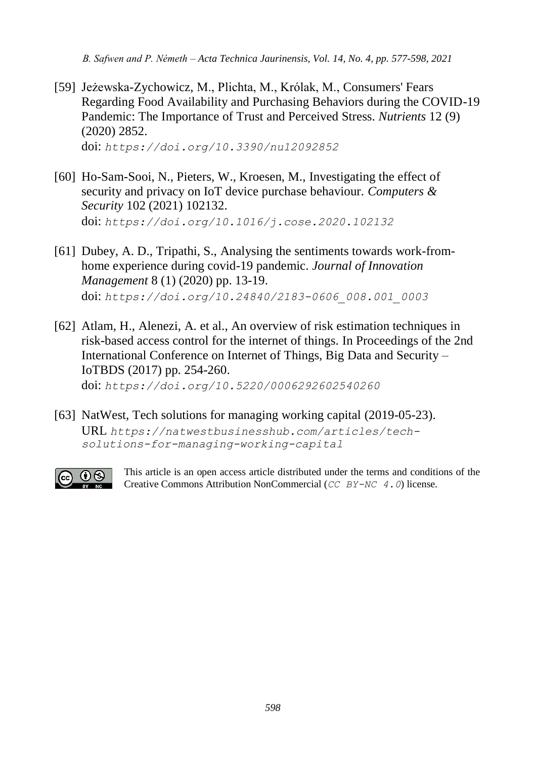[59] Jeżewska-Zychowicz, M., Plichta, M., Królak, M., Consumers' Fears Regarding Food Availability and Purchasing Behaviors during the COVID-19 Pandemic: The Importance of Trust and Perceived Stress. *Nutrients* 12 (9) (2020) 2852.
doi: `https://doi.org/10.3390/nu12092852`

[60] Ho-Sam-Sooi, N., Pieters, W., Kroesen, M., Investigating the effect of security and privacy on IoT device purchase behaviour. *Computers & Security* 102 (2021) 102132.
doi: `https://doi.org/10.1016/j.cose.2020.102132`

[61] Dubey, A. D., Tripathi, S., Analysing the sentiments towards work-from-home experience during covid-19 pandemic. *Journal of Innovation Management* 8 (1) (2020) pp. 13-19.
doi: `https://doi.org/10.24840/2183-0606_008.001_0003`

[62] Atlam, H., Alenezi, A. et al., An overview of risk estimation techniques in risk-based access control for the internet of things. In Proceedings of the 2nd International Conference on Internet of Things, Big Data and Security – IoTBDS (2017) pp. 254-260.
doi: `https://doi.org/10.5220/0006292602540260`

[63] NatWest, Tech solutions for managing working capital (2019-05-23).
URL `https://natwestbusinesshub.com/articles/tech-solutions-for-managing-working-capital`

This article is an open access article distributed under the terms and conditions of the Creative Commons Attribution NonCommercial (`CC BY-NC 4.0`) license.